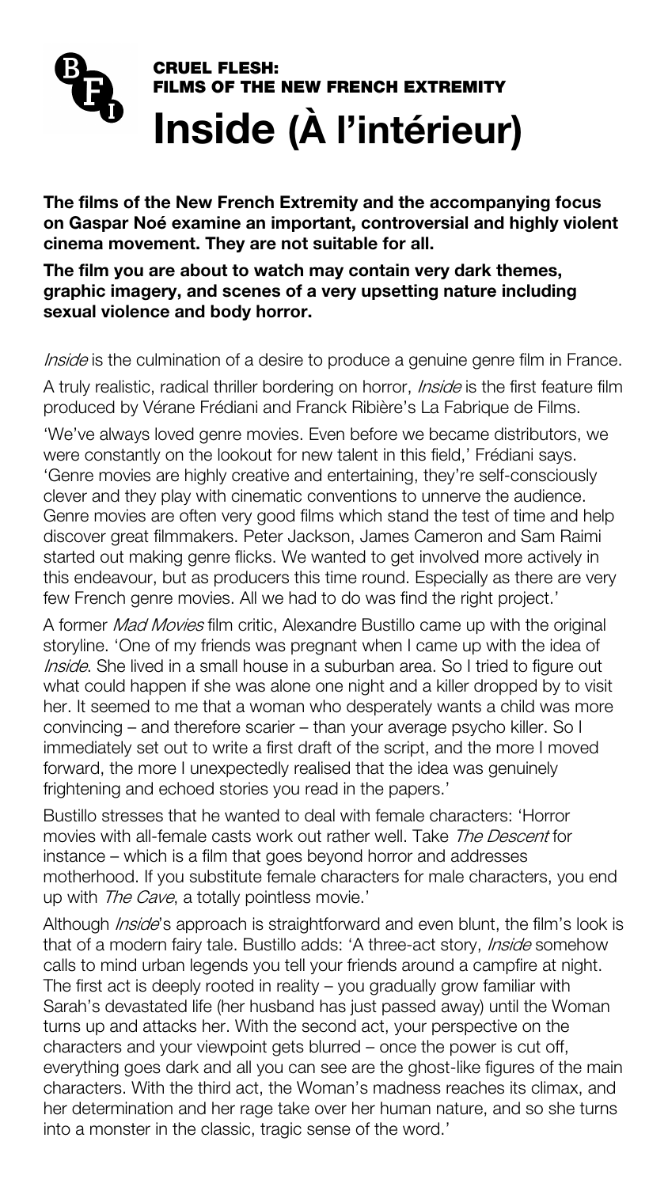**CRUEL FLESH: FILMS OF THE NEW FRENCH EXTREMITY**

# Inside (À l'intérieur)

**The films of the New French Extremity and the accompanying focus on Gaspar Noé examine an important, controversial and highly violent cinema movement. They are not suitable for all.**

**The film you are about to watch may contain very dark themes, graphic imagery, and scenes of a very upsetting nature including sexual violence and body horror.**

*Inside* is the culmination of a desire to produce a genuine genre film in France.

A truly realistic, radical thriller bordering on horror, *Inside* is the first feature film produced by Vérane Frédiani and Franck Ribière's La Fabrique de Films.

'We've always loved genre movies. Even before we became distributors, we were constantly on the lookout for new talent in this field,' Frédiani says. 'Genre movies are highly creative and entertaining, they're self-consciously clever and they play with cinematic conventions to unnerve the audience. Genre movies are often very good films which stand the test of time and help discover great filmmakers. Peter Jackson, James Cameron and Sam Raimi started out making genre flicks. We wanted to get involved more actively in this endeavour, but as producers this time round. Especially as there are very few French genre movies. All we had to do was find the right project.'

A former *Mad Movies* film critic, Alexandre Bustillo came up with the original storyline. 'One of my friends was pregnant when I came up with the idea of *Inside*. She lived in a small house in a suburban area. So I tried to figure out what could happen if she was alone one night and a killer dropped by to visit her. It seemed to me that a woman who desperately wants a child was more convincing – and therefore scarier – than your average psycho killer. So I immediately set out to write a first draft of the script, and the more I moved forward, the more I unexpectedly realised that the idea was genuinely frightening and echoed stories you read in the papers.'

Bustillo stresses that he wanted to deal with female characters: 'Horror movies with all-female casts work out rather well. Take *The Descent* for instance – which is a film that goes beyond horror and addresses motherhood. If you substitute female characters for male characters, you end up with *The Cave*, a totally pointless movie.'

Although *Inside*'s approach is straightforward and even blunt, the film's look is that of a modern fairy tale. Bustillo adds: 'A three-act story, *Inside* somehow calls to mind urban legends you tell your friends around a campfire at night. The first act is deeply rooted in reality – you gradually grow familiar with Sarah's devastated life (her husband has just passed away) until the Woman turns up and attacks her. With the second act, your perspective on the characters and your viewpoint gets blurred – once the power is cut off, everything goes dark and all you can see are the ghost-like figures of the main characters. With the third act, the Woman's madness reaches its climax, and her determination and her rage take over her human nature, and so she turns into a monster in the classic, tragic sense of the word.'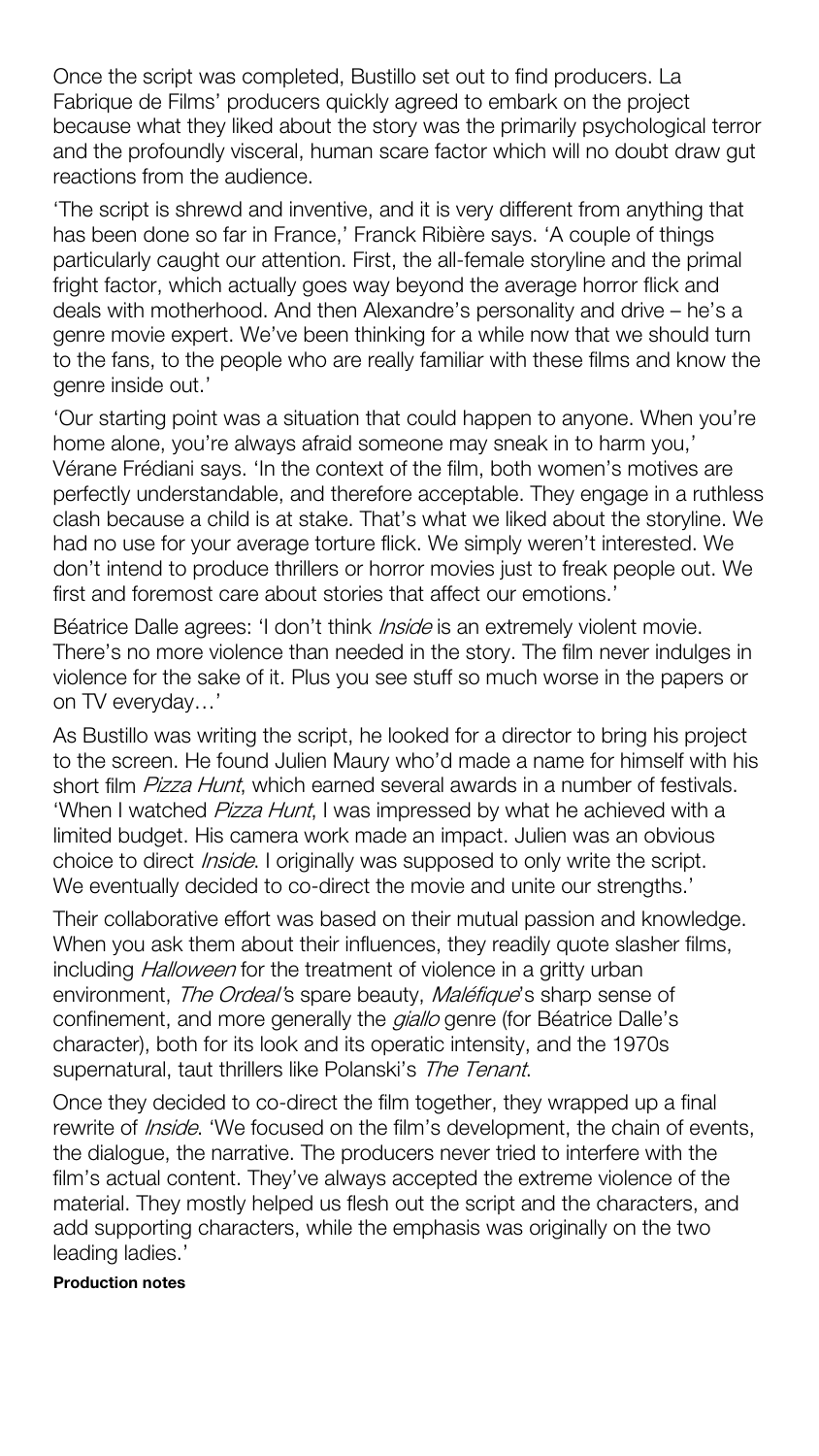Once the script was completed, Bustillo set out to find producers. La Fabrique de Films' producers quickly agreed to embark on the project because what they liked about the story was the primarily psychological terror and the profoundly visceral, human scare factor which will no doubt draw gut reactions from the audience.

'The script is shrewd and inventive, and it is very different from anything that has been done so far in France,' Franck Ribière says. 'A couple of things particularly caught our attention. First, the all-female storyline and the primal fright factor, which actually goes way beyond the average horror flick and deals with motherhood. And then Alexandre's personality and drive – he's a genre movie expert. We've been thinking for a while now that we should turn to the fans, to the people who are really familiar with these films and know the genre inside out.'

'Our starting point was a situation that could happen to anyone. When you're home alone, you're always afraid someone may sneak in to harm you,' Vérane Frédiani says. 'In the context of the film, both women's motives are perfectly understandable, and therefore acceptable. They engage in a ruthless clash because a child is at stake. That's what we liked about the storyline. We had no use for your average torture flick. We simply weren't interested. We don't intend to produce thrillers or horror movies just to freak people out. We first and foremost care about stories that affect our emotions.'

Béatrice Dalle agrees: 'I don't think *Inside* is an extremely violent movie. There's no more violence than needed in the story. The film never indulges in violence for the sake of it. Plus you see stuff so much worse in the papers or on TV everyday…'

As Bustillo was writing the script, he looked for a director to bring his project to the screen. He found Julien Maury who'd made a name for himself with his short film *Pizza Hunt*, which earned several awards in a number of festivals. 'When I watched *Pizza Hunt*, I was impressed by what he achieved with a limited budget. His camera work made an impact. Julien was an obvious choice to direct *Inside*. I originally was supposed to only write the script. We eventually decided to co-direct the movie and unite our strengths.'

Their collaborative effort was based on their mutual passion and knowledge. When you ask them about their influences, they readily quote slasher films, including *Halloween* for the treatment of violence in a gritty urban environment, *The Ordeal*'s spare beauty, *Maléfique*'s sharp sense of confinement, and more generally the *giallo* genre (for Béatrice Dalle's character), both for its look and its operatic intensity, and the 1970s supernatural, taut thrillers like Polanski's *The Tenant*.

Once they decided to co-direct the film together, they wrapped up a final rewrite of *Inside*. 'We focused on the film's development, the chain of events, the dialogue, the narrative. The producers never tried to interfere with the film's actual content. They've always accepted the extreme violence of the material. They mostly helped us flesh out the script and the characters, and add supporting characters, while the emphasis was originally on the two leading ladies.'

**Production notes**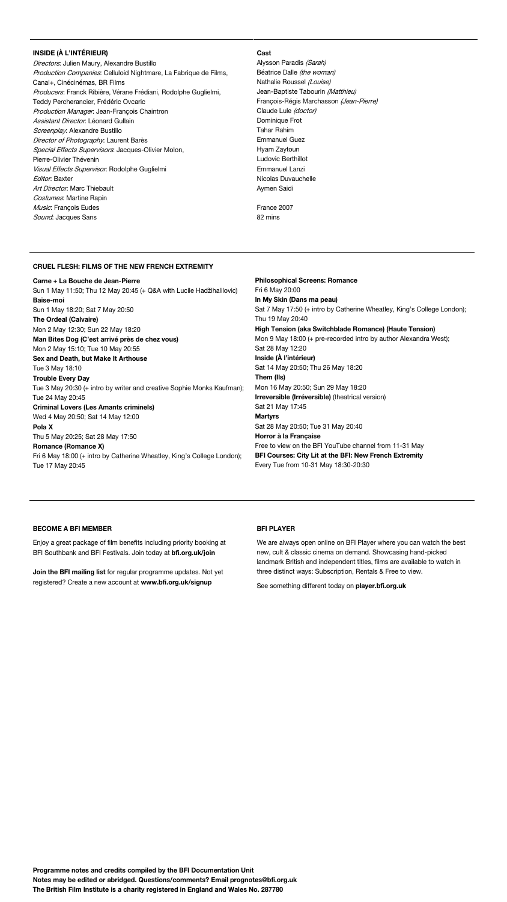**INSIDE (À L'INTÉRIEUR)**

*Directors*: Julien Maury, Alexandre Bustillo
*Production Companies*: Celluloid Nightmare, La Fabrique de Films, Canal+, Cinécinémas, BR Films
*Producers*: Franck Ribière, Vérane Frédiani, Rodolphe Guglielmi, Teddy Percherancier, Frédéric Ovcaric
*Production Manager*: Jean-François Chaintron
*Assistant Director*: Léonard Gullain
*Screenplay*: Alexandre Bustillo
*Director of Photography*: Laurent Barès
*Special Effects Supervisors*: Jacques-Olivier Molon, Pierre-Olivier Thévenin
*Visual Effects Supervisor*: Rodolphe Guglielmi
*Editor*: Baxter
*Art Director*: Marc Thiebault
*Costumes*: Martine Rapin
*Music*: François Eudes
*Sound*: Jacques Sans

**Cast**

Alysson Paradis *(Sarah)*
Béatrice Dalle *(the woman)*
Nathalie Roussel *(Louise)*
Jean-Baptiste Tabourin *(Matthieu)*
François-Régis Marchasson *(Jean-Pierre)*
Claude Lule *(doctor)*
Dominique Frot
Tahar Rahim
Emmanuel Guez
Hyam Zaytoun
Ludovic Berthillot
Emmanuel Lanzi
Nicolas Duvauchelle
Aymen Saïdi

France 2007
82 mins

**CRUEL FLESH: FILMS OF THE NEW FRENCH EXTREMITY**

**Carne + La Bouche de Jean-Pierre**
Sun 1 May 11:50; Thu 12 May 20:45 (+ Q&A with Lucile Hadžihalilovic)
**Baise-moi**
Sun 1 May 18:20; Sat 7 May 20:50
**The Ordeal (Calvaire)**
Mon 2 May 12:30; Sun 22 May 18:20
**Man Bites Dog (C'est arrivé près de chez vous)**
Mon 2 May 15:10; Tue 10 May 20:55
**Sex and Death, but Make It Arthouse**
Tue 3 May 18:10
**Trouble Every Day**
Tue 3 May 20:30 (+ intro by writer and creative Sophie Monks Kaufman); Tue 24 May 20:45
**Criminal Lovers (Les Amants criminels)**
Wed 4 May 20:50; Sat 14 May 12:00
**Pola X**
Thu 5 May 20:25; Sat 28 May 17:50
**Romance (Romance X)**
Fri 6 May 18:00 (+ intro by Catherine Wheatley, King's College London); Tue 17 May 20:45
**Philosophical Screens: Romance**
Fri 6 May 20:00
**In My Skin (Dans ma peau)**
Sat 7 May 17:50 (+ intro by Catherine Wheatley, King's College London); Thu 19 May 20:40
**High Tension (aka Switchblade Romance) (Haute Tension)**
Mon 9 May 18:00 (+ pre-recorded intro by author Alexandra West); Sat 28 May 12:20
**Inside (À l'intérieur)**
Sat 14 May 20:50; Thu 26 May 18:20
**Them (Ils)**
Mon 16 May 20:50; Sun 29 May 18:20
**Irreversible (Irréversible)** (theatrical version)
Sat 21 May 17:45
**Martyrs**
Sat 28 May 20:50; Tue 31 May 20:40
**Horror à la Française**
Free to view on the BFI YouTube channel from 11-31 May
**BFI Courses: City Lit at the BFI: New French Extremity**
Every Tue from 10-31 May 18:30-20:30

**BECOME A BFI MEMBER**

Enjoy a great package of film benefits including priority booking at BFI Southbank and BFI Festivals. Join today at **bfi.org.uk/join**

**Join the BFI mailing list** for regular programme updates. Not yet registered? Create a new account at **www.bfi.org.uk/signup**

**BFI PLAYER**

We are always open online on BFI Player where you can watch the best new, cult & classic cinema on demand. Showcasing hand-picked landmark British and independent titles, films are available to watch in three distinct ways: Subscription, Rentals & Free to view.

See something different today on **player.bfi.org.uk**

**Programme notes and credits compiled by the BFI Documentation Unit**
**Notes may be edited or abridged. Questions/comments? Email prognotes@bfi.org.uk**
**The British Film Institute is a charity registered in England and Wales No. 287780**